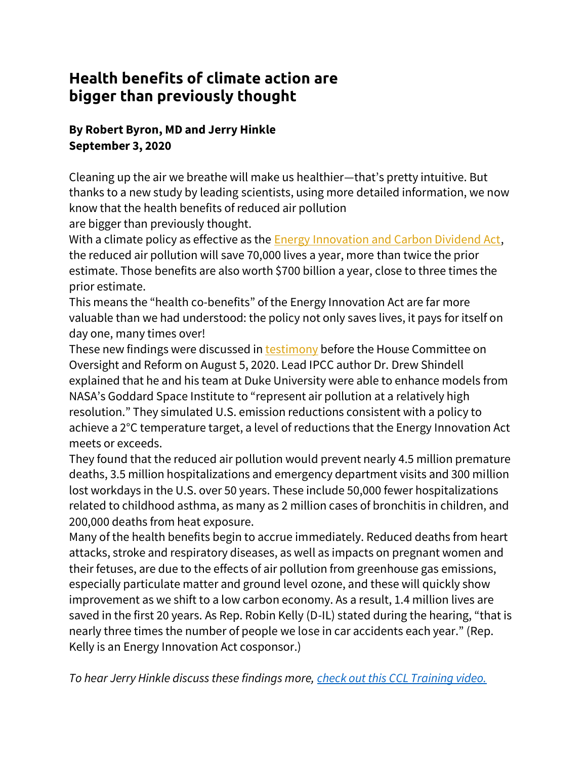# Health benefits of climate action are bigger than previously thought

**By Robert Byron, MD and Jerry Hinkle**
**September 3, 2020**

Cleaning up the air we breathe will make us healthier—that's pretty intuitive. But thanks to a new study by leading scientists, using more detailed information, we now know that the health benefits of reduced air pollution are bigger than previously thought.

With a climate policy as effective as the [Energy Innovation and Carbon Dividend Act](), the reduced air pollution will save 70,000 lives a year, more than twice the prior estimate. Those benefits are also worth $700 billion a year, close to three times the prior estimate.

This means the "health co-benefits" of the Energy Innovation Act are far more valuable than we had understood: the policy not only saves lives, it pays for itself on day one, many times over!

These new findings were discussed in [testimony]() before the House Committee on Oversight and Reform on August 5, 2020. Lead IPCC author Dr. Drew Shindell explained that he and his team at Duke University were able to enhance models from NASA's Goddard Space Institute to "represent air pollution at a relatively high resolution." They simulated U.S. emission reductions consistent with a policy to achieve a 2°C temperature target, a level of reductions that the Energy Innovation Act meets or exceeds.

They found that the reduced air pollution would prevent nearly 4.5 million premature deaths, 3.5 million hospitalizations and emergency department visits and 300 million lost workdays in the U.S. over 50 years. These include 50,000 fewer hospitalizations related to childhood asthma, as many as 2 million cases of bronchitis in children, and 200,000 deaths from heat exposure.

Many of the health benefits begin to accrue immediately. Reduced deaths from heart attacks, stroke and respiratory diseases, as well as impacts on pregnant women and their fetuses, are due to the effects of air pollution from greenhouse gas emissions, especially particulate matter and ground level ozone, and these will quickly show improvement as we shift to a low carbon economy. As a result, 1.4 million lives are saved in the first 20 years. As Rep. Robin Kelly (D-IL) stated during the hearing, "that is nearly three times the number of people we lose in car accidents each year." (Rep. Kelly is an Energy Innovation Act cosponsor.)

*To hear Jerry Hinkle discuss these findings more, [check out this CCL Training video.]()*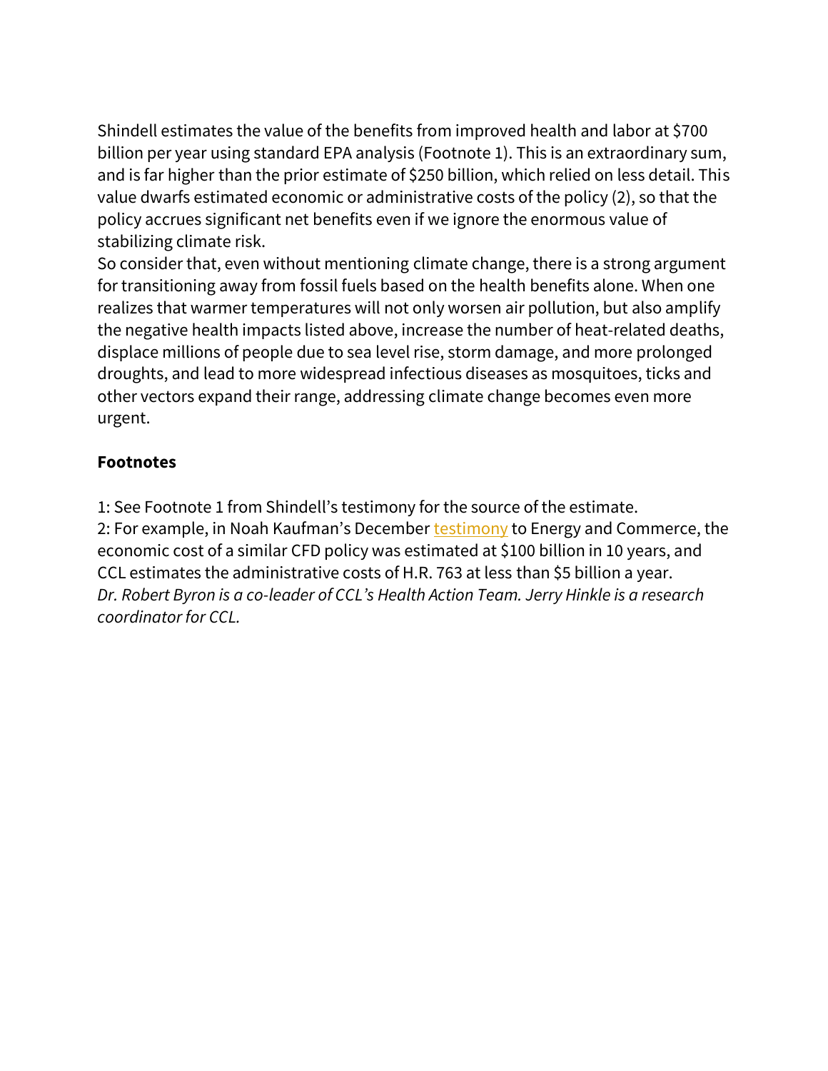Shindell estimates the value of the benefits from improved health and labor at $700 billion per year using standard EPA analysis (Footnote 1). This is an extraordinary sum, and is far higher than the prior estimate of $250 billion, which relied on less detail. This value dwarfs estimated economic or administrative costs of the policy (2), so that the policy accrues significant net benefits even if we ignore the enormous value of stabilizing climate risk.

So consider that, even without mentioning climate change, there is a strong argument for transitioning away from fossil fuels based on the health benefits alone. When one realizes that warmer temperatures will not only worsen air pollution, but also amplify the negative health impacts listed above, increase the number of heat-related deaths, displace millions of people due to sea level rise, storm damage, and more prolonged droughts, and lead to more widespread infectious diseases as mosquitoes, ticks and other vectors expand their range, addressing climate change becomes even more urgent.

**Footnotes**

1: See Footnote 1 from Shindell's testimony for the source of the estimate.
2: For example, in Noah Kaufman's December testimony to Energy and Commerce, the economic cost of a similar CFD policy was estimated at $100 billion in 10 years, and CCL estimates the administrative costs of H.R. 763 at less than $5 billion a year.

*Dr. Robert Byron is a co-leader of CCL's Health Action Team. Jerry Hinkle is a research coordinator for CCL.*